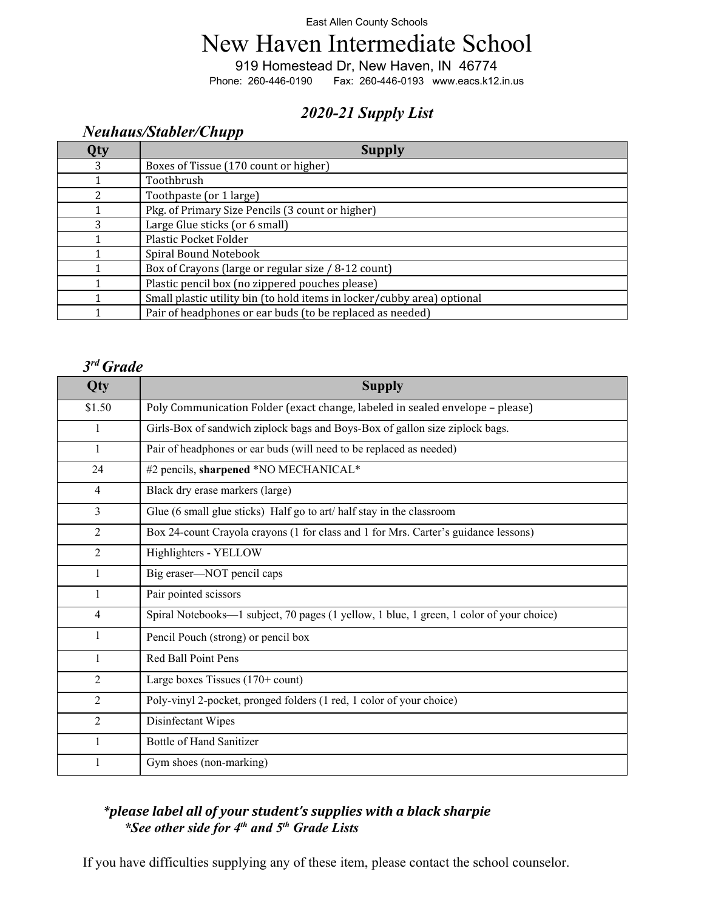East Allen County Schools

# New Haven Intermediate School

919 Homestead Dr, New Haven, IN 46774

Phone: 260-446-0190 Fax: 260-446-0193 www.eacs.k12.in.us

## *2020-21 Supply List*

### *Neuhaus/Stabler/Chupp*

| Qty | Supply |
|---|---|
| 3 | Boxes of Tissue (170 count or higher) |
| 1 | Toothbrush |
| 2 | Toothpaste (or 1 large) |
| 1 | Pkg. of Primary Size Pencils (3 count or higher) |
| 3 | Large Glue sticks (or 6 small) |
| 1 | Plastic Pocket Folder |
| 1 | Spiral Bound Notebook |
| 1 | Box of Crayons (large or regular size / 8-12 count) |
| 1 | Plastic pencil box (no zippered pouches please) |
| 1 | Small plastic utility bin (to hold items in locker/cubby area) optional |
| 1 | Pair of headphones or ear buds (to be replaced as needed) |

### *3rd Grade*

| Qty | Supply |
|---|---|
| $1.50 | Poly Communication Folder (exact change, labeled in sealed envelope – please) |
| 1 | Girls-Box of sandwich ziplock bags and Boys-Box of gallon size ziplock bags. |
| 1 | Pair of headphones or ear buds (will need to be replaced as needed) |
| 24 | #2 pencils, **sharpened** *NO MECHANICAL* |
| 4 | Black dry erase markers (large) |
| 3 | Glue (6 small glue sticks) Half go to art/ half stay in the classroom |
| 2 | Box 24-count Crayola crayons (1 for class and 1 for Mrs. Carter's guidance lessons) |
| 2 | Highlighters - YELLOW |
| 1 | Big eraser—NOT pencil caps |
| 1 | Pair pointed scissors |
| 4 | Spiral Notebooks—1 subject, 70 pages (1 yellow, 1 blue, 1 green, 1 color of your choice) |
| 1 | Pencil Pouch (strong) or pencil box |
| 1 | Red Ball Point Pens |
| 2 | Large boxes Tissues (170+ count) |
| 2 | Poly-vinyl 2-pocket, pronged folders (1 red, 1 color of your choice) |
| 2 | Disinfectant Wipes |
| 1 | Bottle of Hand Sanitizer |
| 1 | Gym shoes (non-marking) |

***please label all of your student's supplies with a black sharpie***

***See other side for 4th and 5th Grade Lists***

If you have difficulties supplying any of these item, please contact the school counselor.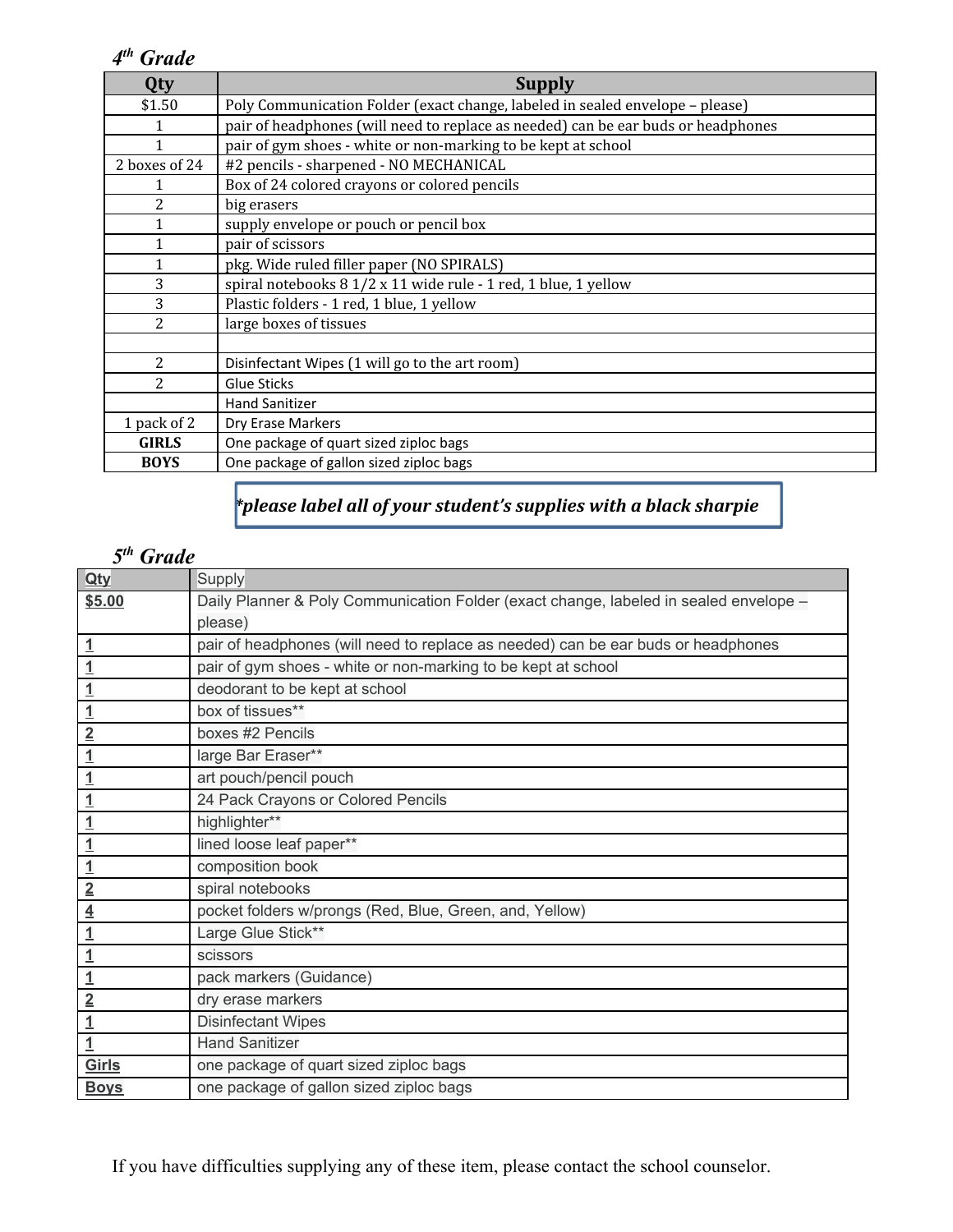## 4th Grade

| Qty | Supply |
|---|---|
| $1.50 | Poly Communication Folder (exact change, labeled in sealed envelope – please) |
| 1 | pair of headphones (will need to replace as needed) can be ear buds or headphones |
| 1 | pair of gym shoes - white or non-marking to be kept at school |
| 2 boxes of 24 | #2 pencils - sharpened - NO MECHANICAL |
| 1 | Box of 24 colored crayons or colored pencils |
| 2 | big erasers |
| 1 | supply envelope or pouch or pencil box |
| 1 | pair of scissors |
| 1 | pkg. Wide ruled filler paper (NO SPIRALS) |
| 3 | spiral notebooks 8 1/2 x 11 wide rule - 1 red, 1 blue, 1 yellow |
| 3 | Plastic folders - 1 red, 1 blue, 1 yellow |
| 2 | large boxes of tissues |
| | |
| 2 | Disinfectant Wipes (1 will go to the art room) |
| 2 | Glue Sticks |
| | Hand Sanitizer |
| 1 pack of 2 | Dry Erase Markers |
| **GIRLS** | One package of quart sized ziploc bags |
| **BOYS** | One package of gallon sized ziploc bags |

***please label all of your student's supplies with a black sharpie***

## 5th Grade

| Qty | Supply |
|---|---|
| $5.00 | Daily Planner & Poly Communication Folder (exact change, labeled in sealed envelope – please) |
| 1 | pair of headphones (will need to replace as needed) can be ear buds or headphones |
| 1 | pair of gym shoes - white or non-marking to be kept at school |
| 1 | deodorant to be kept at school |
| 1 | box of tissues** |
| 2 | boxes #2 Pencils |
| 1 | large Bar Eraser** |
| 1 | art pouch/pencil pouch |
| 1 | 24 Pack Crayons or Colored Pencils |
| 1 | highlighter** |
| 1 | lined loose leaf paper** |
| 1 | composition book |
| 2 | spiral notebooks |
| 4 | pocket folders w/prongs (Red, Blue, Green, and, Yellow) |
| 1 | Large Glue Stick** |
| 1 | scissors |
| 1 | pack markers (Guidance) |
| 2 | dry erase markers |
| 1 | Disinfectant Wipes |
| 1 | Hand Sanitizer |
| Girls | one package of quart sized ziploc bags |
| Boys | one package of gallon sized ziploc bags |

If you have difficulties supplying any of these item, please contact the school counselor.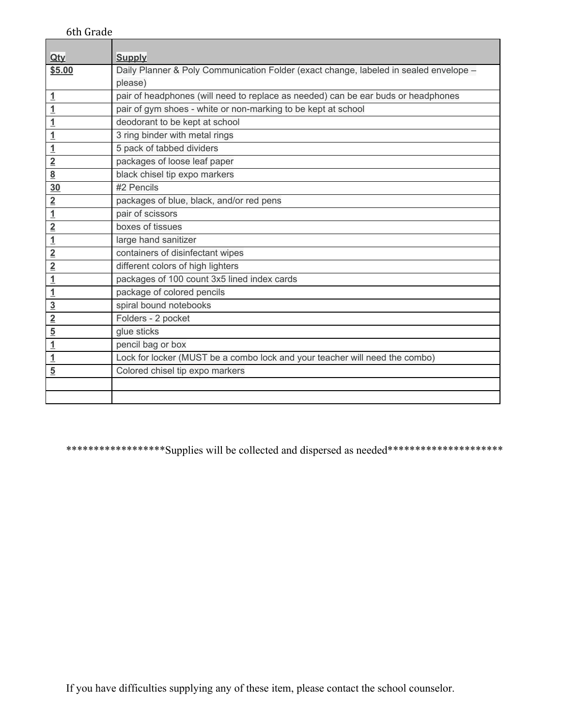6th Grade

| Qty | Supply |
|---|---|
| $5.00 | Daily Planner & Poly Communication Folder (exact change, labeled in sealed envelope – please) |
| 1 | pair of headphones (will need to replace as needed) can be ear buds or headphones |
| 1 | pair of gym shoes - white or non-marking to be kept at school |
| 1 | deodorant to be kept at school |
| 1 | 3 ring binder with metal rings |
| 1 | 5 pack of tabbed dividers |
| 2 | packages of loose leaf paper |
| 8 | black chisel tip expo markers |
| 30 | #2 Pencils |
| 2 | packages of blue, black, and/or red pens |
| 1 | pair of scissors |
| 2 | boxes of tissues |
| 1 | large hand sanitizer |
| 2 | containers of disinfectant wipes |
| 2 | different colors of high lighters |
| 1 | packages of 100 count 3x5 lined index cards |
| 1 | package of colored pencils |
| 3 | spiral bound notebooks |
| 2 | Folders - 2 pocket |
| 5 | glue sticks |
| 1 | pencil bag or box |
| 1 | Lock for locker (MUST be a combo lock and your teacher will need the combo) |
| 5 | Colored chisel tip expo markers |
| | |
| | |

******************Supplies will be collected and dispersed as needed*********************

If you have difficulties supplying any of these item, please contact the school counselor.